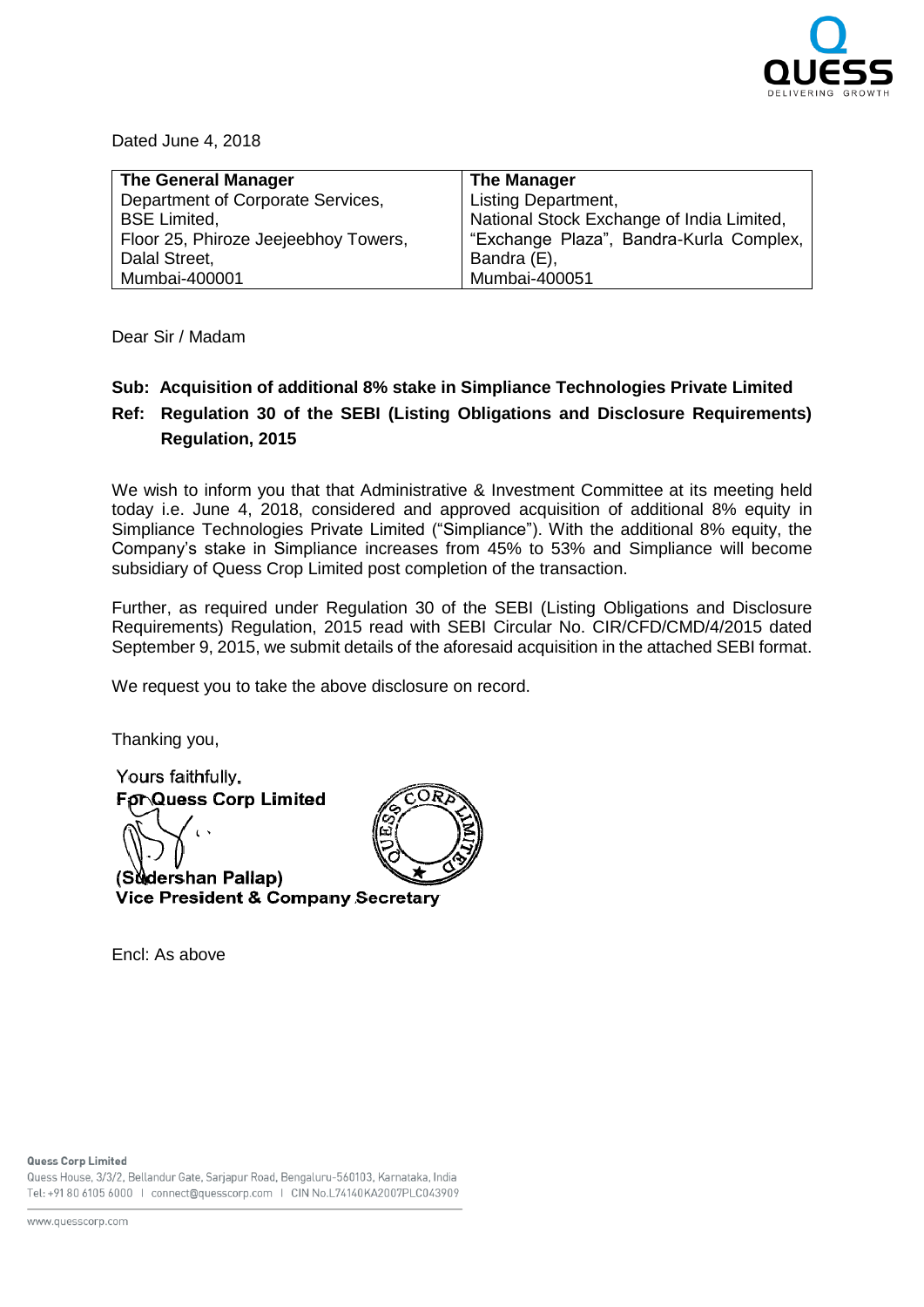Dated June 4, 2018

| **The General Manager**<br>Department of Corporate Services,<br>BSE Limited,<br>Floor 25, Phiroze Jeejeebhoy Towers,<br>Dalal Street,<br>Mumbai-400001 | **The Manager**<br>Listing Department,<br>National Stock Exchange of India Limited,<br>"Exchange Plaza", Bandra-Kurla Complex,<br>Bandra (E),<br>Mumbai-400051 |
|---|---|

Dear Sir / Madam

**Sub: Acquisition of additional 8% stake in Simpliance Technologies Private Limited**

**Ref: Regulation 30 of the SEBI (Listing Obligations and Disclosure Requirements) Regulation, 2015**

We wish to inform you that that Administrative & Investment Committee at its meeting held today i.e. June 4, 2018, considered and approved acquisition of additional 8% equity in Simpliance Technologies Private Limited ("Simpliance"). With the additional 8% equity, the Company's stake in Simpliance increases from 45% to 53% and Simpliance will become subsidiary of Quess Crop Limited post completion of the transaction.

Further, as required under Regulation 30 of the SEBI (Listing Obligations and Disclosure Requirements) Regulation, 2015 read with SEBI Circular No. CIR/CFD/CMD/4/2015 dated September 9, 2015, we submit details of the aforesaid acquisition in the attached SEBI format.

We request you to take the above disclosure on record.

Thanking you,

Yours faithfully,
**For Quess Corp Limited**

**(Sudershan Pallap)**
**Vice President & Company Secretary**

Encl: As above

**Quess Corp Limited**
Quess House, 3/3/2, Bellandur Gate, Sarjapur Road, Bengaluru-560103, Karnataka, India
Tel: +91 80 6105 6000 | connect@quesscorp.com | CIN No.L74140KA2007PLC043909

www.quesscorp.com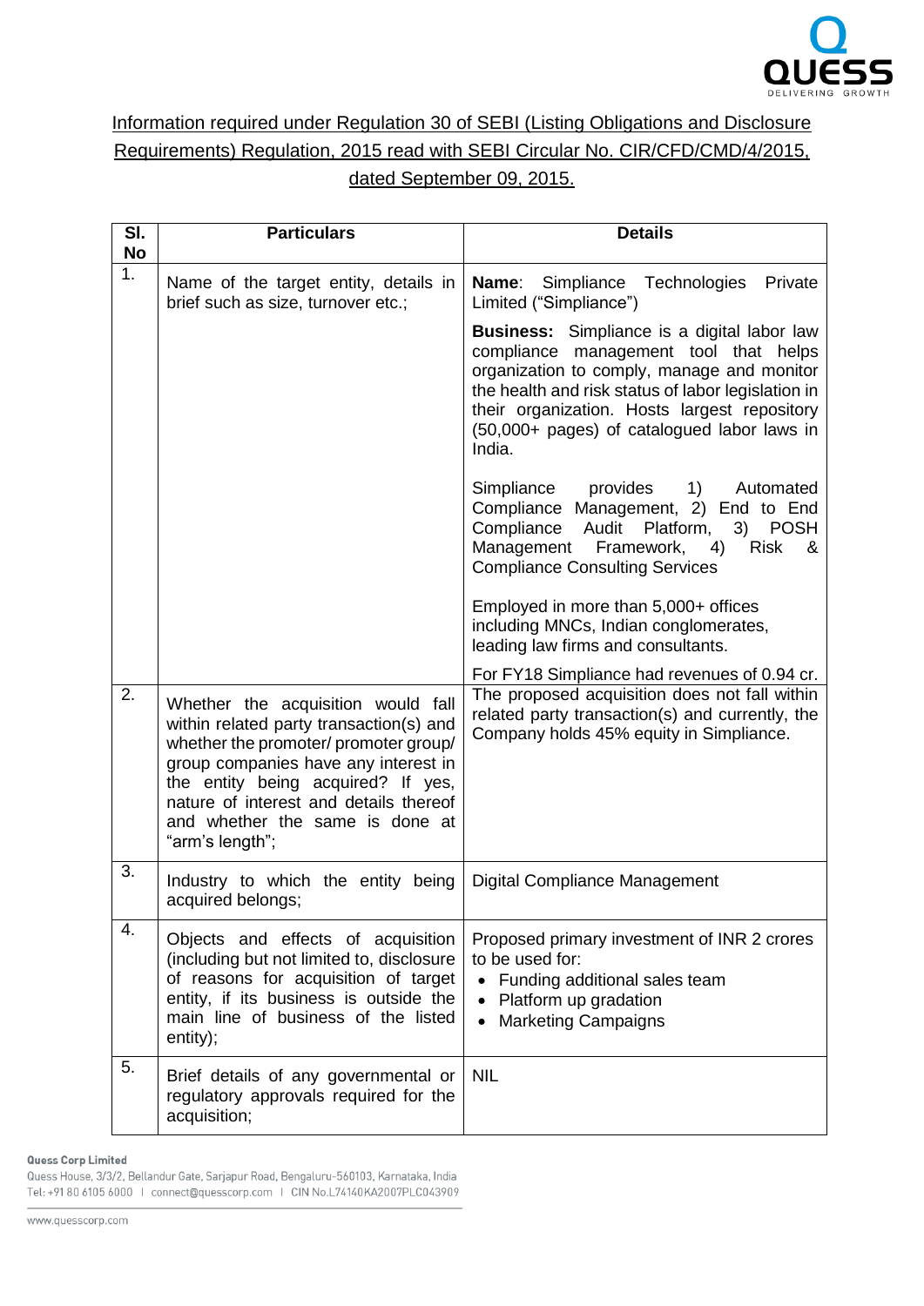Information required under Regulation 30 of SEBI (Listing Obligations and Disclosure Requirements) Regulation, 2015 read with SEBI Circular No. CIR/CFD/CMD/4/2015, dated September 09, 2015.

| Sl. No | Particulars | Details |
|---|---|---|
| 1. | Name of the target entity, details in brief such as size, turnover etc.; | **Name**: Simpliance Technologies Private Limited ("Simpliance")<br><br>**Business:** Simpliance is a digital labor law compliance management tool that helps organization to comply, manage and monitor the health and risk status of labor legislation in their organization. Hosts largest repository (50,000+ pages) of catalogued labor laws in India.<br><br>Simpliance provides 1) Automated Compliance Management, 2) End to End Compliance Audit Platform, 3) POSH Management Framework, 4) Risk & Compliance Consulting Services<br><br>Employed in more than 5,000+ offices including MNCs, Indian conglomerates, leading law firms and consultants.<br><br>For FY18 Simpliance had revenues of 0.94 cr. |
| 2. | Whether the acquisition would fall within related party transaction(s) and whether the promoter/ promoter group/ group companies have any interest in the entity being acquired? If yes, nature of interest and details thereof and whether the same is done at "arm's length"; | The proposed acquisition does not fall within related party transaction(s) and currently, the Company holds 45% equity in Simpliance. |
| 3. | Industry to which the entity being acquired belongs; | Digital Compliance Management |
| 4. | Objects and effects of acquisition (including but not limited to, disclosure of reasons for acquisition of target entity, if its business is outside the main line of business of the listed entity); | Proposed primary investment of INR 2 crores to be used for:<br>• Funding additional sales team<br>• Platform up gradation<br>• Marketing Campaigns |
| 5. | Brief details of any governmental or regulatory approvals required for the acquisition; | NIL |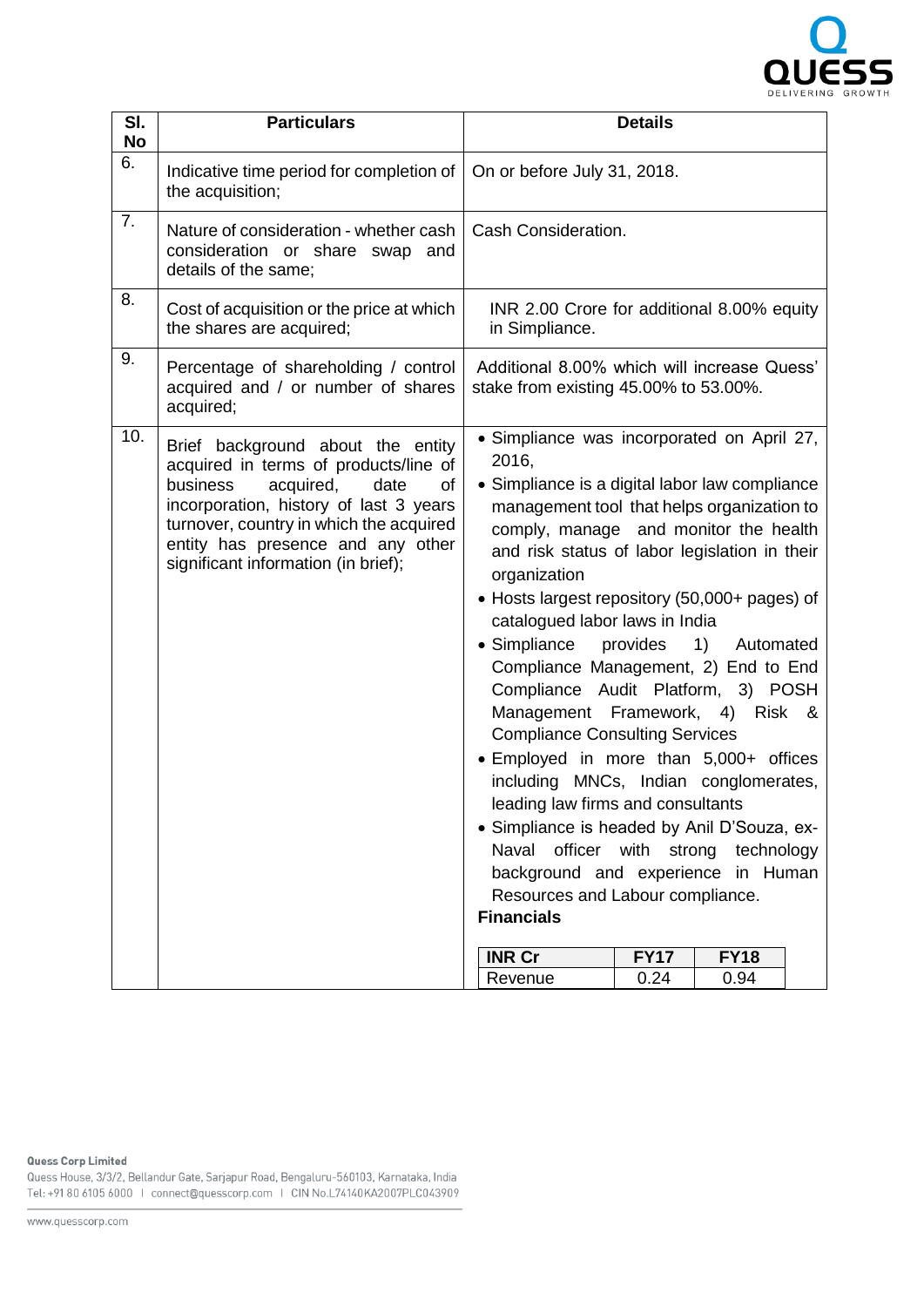| Sl. No | Particulars | Details |
|---|---|---|
| 6. | Indicative time period for completion of the acquisition; | On or before July 31, 2018. |
| 7. | Nature of consideration - whether cash consideration or share swap and details of the same; | Cash Consideration. |
| 8. | Cost of acquisition or the price at which the shares are acquired; | INR 2.00 Crore for additional 8.00% equity in Simpliance. |
| 9. | Percentage of shareholding / control acquired and / or number of shares acquired; | Additional 8.00% which will increase Quess' stake from existing 45.00% to 53.00%. |
| 10. | Brief background about the entity acquired in terms of products/line of business acquired, date of incorporation, history of last 3 years turnover, country in which the acquired entity has presence and any other significant information (in brief); | • Simpliance was incorporated on April 27, 2016,<br>• Simpliance is a digital labor law compliance management tool that helps organization to comply, manage and monitor the health and risk status of labor legislation in their organization<br>• Hosts largest repository (50,000+ pages) of catalogued labor laws in India<br>• Simpliance provides 1) Automated Compliance Management, 2) End to End Compliance Audit Platform, 3) POSH Management Framework, 4) Risk & Compliance Consulting Services<br>• Employed in more than 5,000+ offices including MNCs, Indian conglomerates, leading law firms and consultants<br>• Simpliance is headed by Anil D'Souza, ex-Naval officer with strong technology background and experience in Human Resources and Labour compliance.<br>**Financials**<br>**INR Cr** \| **FY17** \| **FY18**<br>Revenue \| 0.24 \| 0.94 |